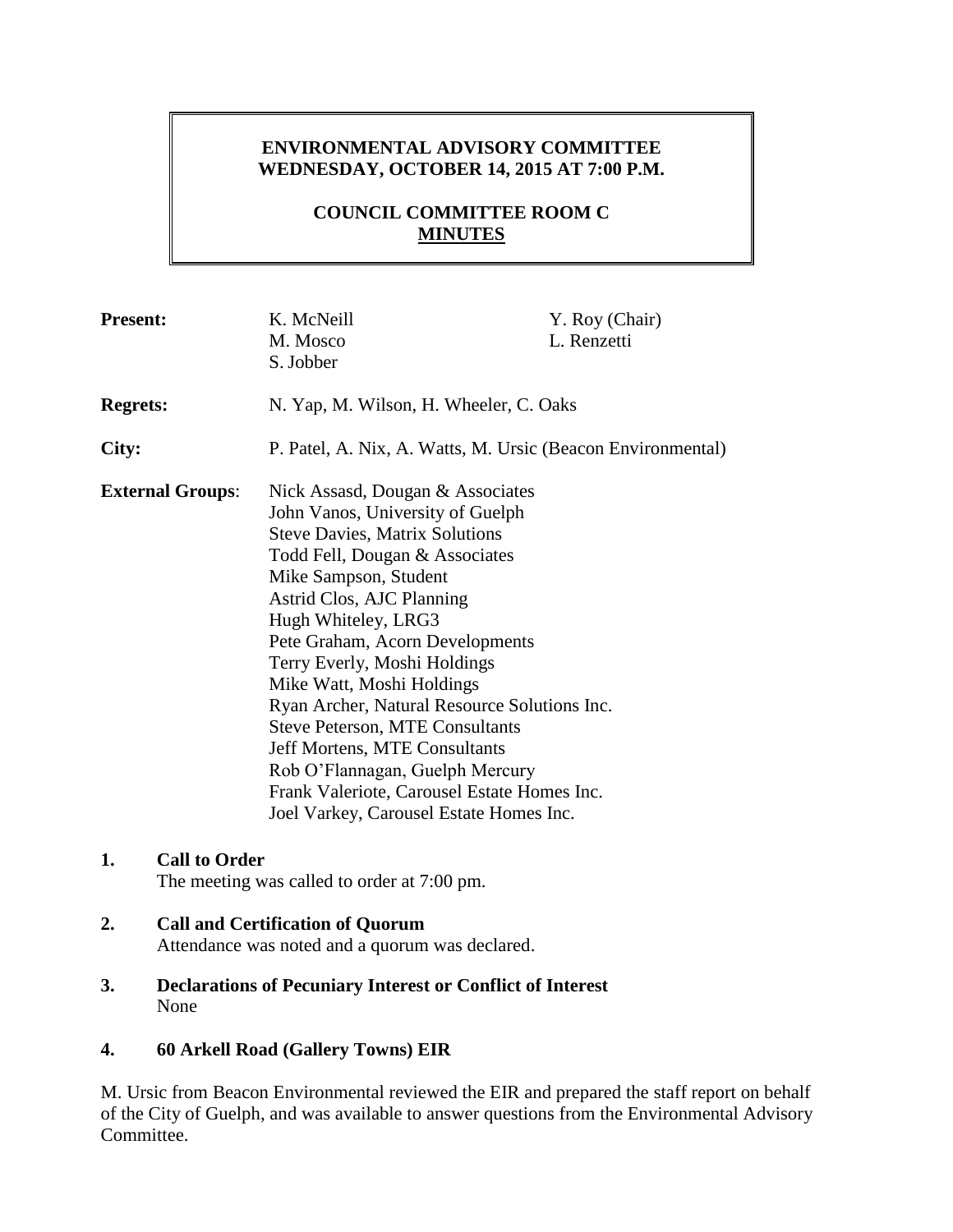# ENVIRONMENTAL ADVISORY COMMITTEE
# WEDNESDAY, OCTOBER 14, 2015 AT 7:00 P.M.

## COUNCIL COMMITTEE ROOM C
## MINUTES

**Present:** K. McNeill, Y. Roy (Chair), M. Mosco, L. Renzetti, S. Jobber

**Regrets:** N. Yap, M. Wilson, H. Wheeler, C. Oaks

**City:** P. Patel, A. Nix, A. Watts, M. Ursic (Beacon Environmental)

**External Groups**:
Nick Assasd, Dougan & Associates
John Vanos, University of Guelph
Steve Davies, Matrix Solutions
Todd Fell, Dougan & Associates
Mike Sampson, Student
Astrid Clos, AJC Planning
Hugh Whiteley, LRG3
Pete Graham, Acorn Developments
Terry Everly, Moshi Holdings
Mike Watt, Moshi Holdings
Ryan Archer, Natural Resource Solutions Inc.
Steve Peterson, MTE Consultants
Jeff Mortens, MTE Consultants
Rob O'Flannagan, Guelph Mercury
Frank Valeriote, Carousel Estate Homes Inc.
Joel Varkey, Carousel Estate Homes Inc.

**1. Call to Order**
The meeting was called to order at 7:00 pm.

**2. Call and Certification of Quorum**
Attendance was noted and a quorum was declared.

**3. Declarations of Pecuniary Interest or Conflict of Interest**
None

**4. 60 Arkell Road (Gallery Towns) EIR**

M. Ursic from Beacon Environmental reviewed the EIR and prepared the staff report on behalf of the City of Guelph, and was available to answer questions from the Environmental Advisory Committee.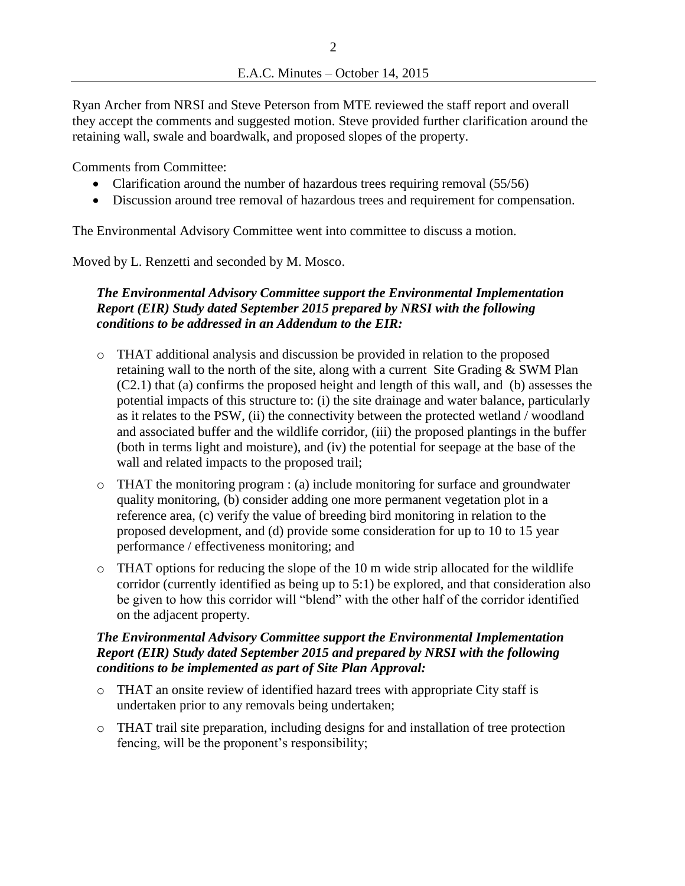Ryan Archer from NRSI and Steve Peterson from MTE reviewed the staff report and overall they accept the comments and suggested motion. Steve provided further clarification around the retaining wall, swale and boardwalk, and proposed slopes of the property.

Comments from Committee:

- Clarification around the number of hazardous trees requiring removal (55/56)
- Discussion around tree removal of hazardous trees and requirement for compensation.

The Environmental Advisory Committee went into committee to discuss a motion.

Moved by L. Renzetti and seconded by M. Mosco.

***The Environmental Advisory Committee support the Environmental Implementation Report (EIR) Study dated September 2015 prepared by NRSI with the following conditions to be addressed in an Addendum to the EIR:***

- THAT additional analysis and discussion be provided in relation to the proposed retaining wall to the north of the site, along with a current Site Grading & SWM Plan (C2.1) that (a) confirms the proposed height and length of this wall, and (b) assesses the potential impacts of this structure to: (i) the site drainage and water balance, particularly as it relates to the PSW, (ii) the connectivity between the protected wetland / woodland and associated buffer and the wildlife corridor, (iii) the proposed plantings in the buffer (both in terms light and moisture), and (iv) the potential for seepage at the base of the wall and related impacts to the proposed trail;
- THAT the monitoring program : (a) include monitoring for surface and groundwater quality monitoring, (b) consider adding one more permanent vegetation plot in a reference area, (c) verify the value of breeding bird monitoring in relation to the proposed development, and (d) provide some consideration for up to 10 to 15 year performance / effectiveness monitoring; and
- THAT options for reducing the slope of the 10 m wide strip allocated for the wildlife corridor (currently identified as being up to 5:1) be explored, and that consideration also be given to how this corridor will "blend" with the other half of the corridor identified on the adjacent property.

***The Environmental Advisory Committee support the Environmental Implementation Report (EIR) Study dated September 2015 and prepared by NRSI with the following conditions to be implemented as part of Site Plan Approval:***

- THAT an onsite review of identified hazard trees with appropriate City staff is undertaken prior to any removals being undertaken;
- THAT trail site preparation, including designs for and installation of tree protection fencing, will be the proponent's responsibility;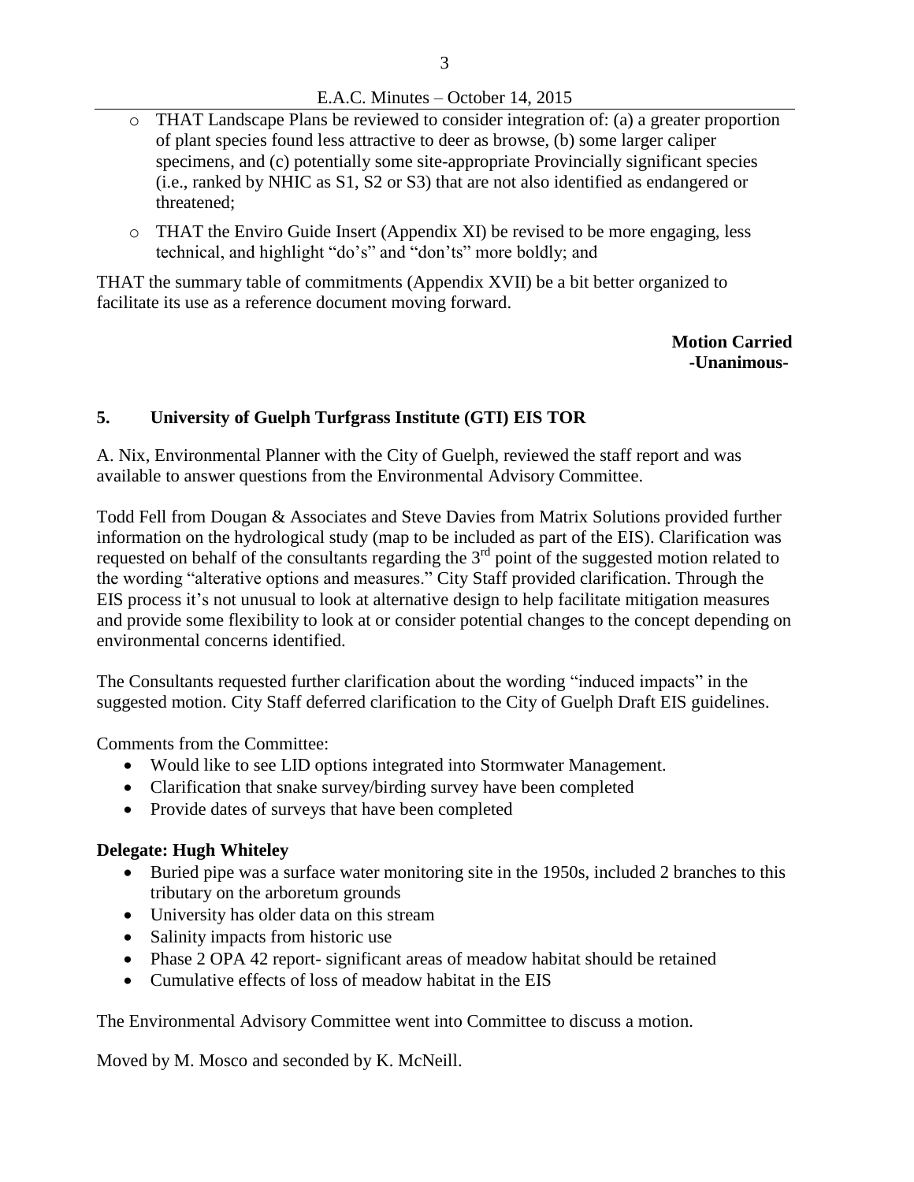- THAT Landscape Plans be reviewed to consider integration of: (a) a greater proportion of plant species found less attractive to deer as browse, (b) some larger caliper specimens, and (c) potentially some site-appropriate Provincially significant species (i.e., ranked by NHIC as S1, S2 or S3) that are not also identified as endangered or threatened;
- THAT the Enviro Guide Insert (Appendix XI) be revised to be more engaging, less technical, and highlight "do's" and "don'ts" more boldly; and

THAT the summary table of commitments (Appendix XVII) be a bit better organized to facilitate its use as a reference document moving forward.

**Motion Carried**
**-Unanimous-**

## 5. University of Guelph Turfgrass Institute (GTI) EIS TOR

A. Nix, Environmental Planner with the City of Guelph, reviewed the staff report and was available to answer questions from the Environmental Advisory Committee.

Todd Fell from Dougan & Associates and Steve Davies from Matrix Solutions provided further information on the hydrological study (map to be included as part of the EIS). Clarification was requested on behalf of the consultants regarding the 3rd point of the suggested motion related to the wording "alterative options and measures." City Staff provided clarification. Through the EIS process it's not unusual to look at alternative design to help facilitate mitigation measures and provide some flexibility to look at or consider potential changes to the concept depending on environmental concerns identified.

The Consultants requested further clarification about the wording "induced impacts" in the suggested motion. City Staff deferred clarification to the City of Guelph Draft EIS guidelines.

Comments from the Committee:

- Would like to see LID options integrated into Stormwater Management.
- Clarification that snake survey/birding survey have been completed
- Provide dates of surveys that have been completed

**Delegate: Hugh Whiteley**

- Buried pipe was a surface water monitoring site in the 1950s, included 2 branches to this tributary on the arboretum grounds
- University has older data on this stream
- Salinity impacts from historic use
- Phase 2 OPA 42 report- significant areas of meadow habitat should be retained
- Cumulative effects of loss of meadow habitat in the EIS

The Environmental Advisory Committee went into Committee to discuss a motion.

Moved by M. Mosco and seconded by K. McNeill.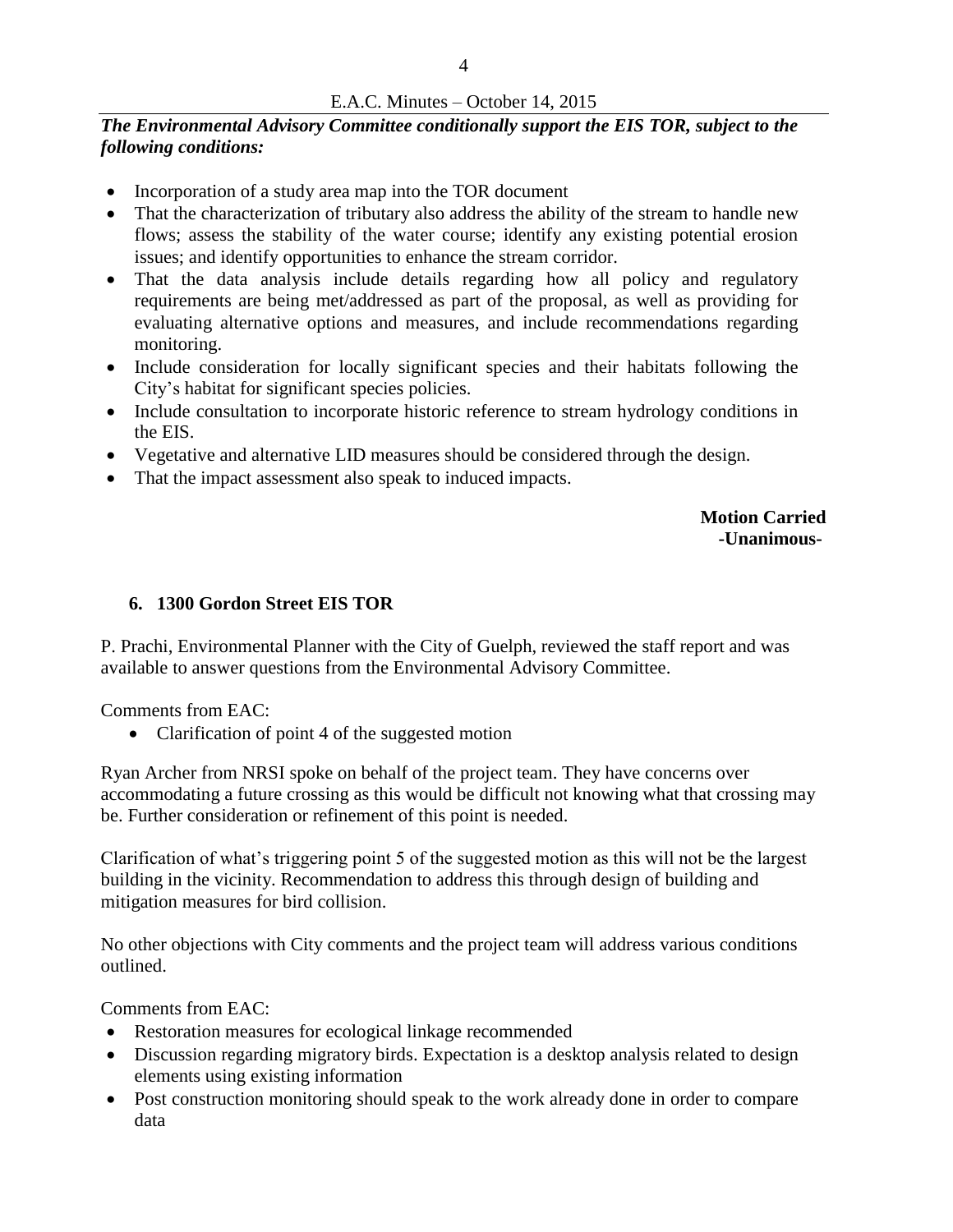***The Environmental Advisory Committee conditionally support the EIS TOR, subject to the following conditions:***

- Incorporation of a study area map into the TOR document
- That the characterization of tributary also address the ability of the stream to handle new flows; assess the stability of the water course; identify any existing potential erosion issues; and identify opportunities to enhance the stream corridor.
- That the data analysis include details regarding how all policy and regulatory requirements are being met/addressed as part of the proposal, as well as providing for evaluating alternative options and measures, and include recommendations regarding monitoring.
- Include consideration for locally significant species and their habitats following the City's habitat for significant species policies.
- Include consultation to incorporate historic reference to stream hydrology conditions in the EIS.
- Vegetative and alternative LID measures should be considered through the design.
- That the impact assessment also speak to induced impacts.

**Motion Carried**
**-Unanimous-**

### 6. 1300 Gordon Street EIS TOR

P. Prachi, Environmental Planner with the City of Guelph, reviewed the staff report and was available to answer questions from the Environmental Advisory Committee.

Comments from EAC:

- Clarification of point 4 of the suggested motion

Ryan Archer from NRSI spoke on behalf of the project team. They have concerns over accommodating a future crossing as this would be difficult not knowing what that crossing may be. Further consideration or refinement of this point is needed.

Clarification of what's triggering point 5 of the suggested motion as this will not be the largest building in the vicinity. Recommendation to address this through design of building and mitigation measures for bird collision.

No other objections with City comments and the project team will address various conditions outlined.

Comments from EAC:

- Restoration measures for ecological linkage recommended
- Discussion regarding migratory birds. Expectation is a desktop analysis related to design elements using existing information
- Post construction monitoring should speak to the work already done in order to compare data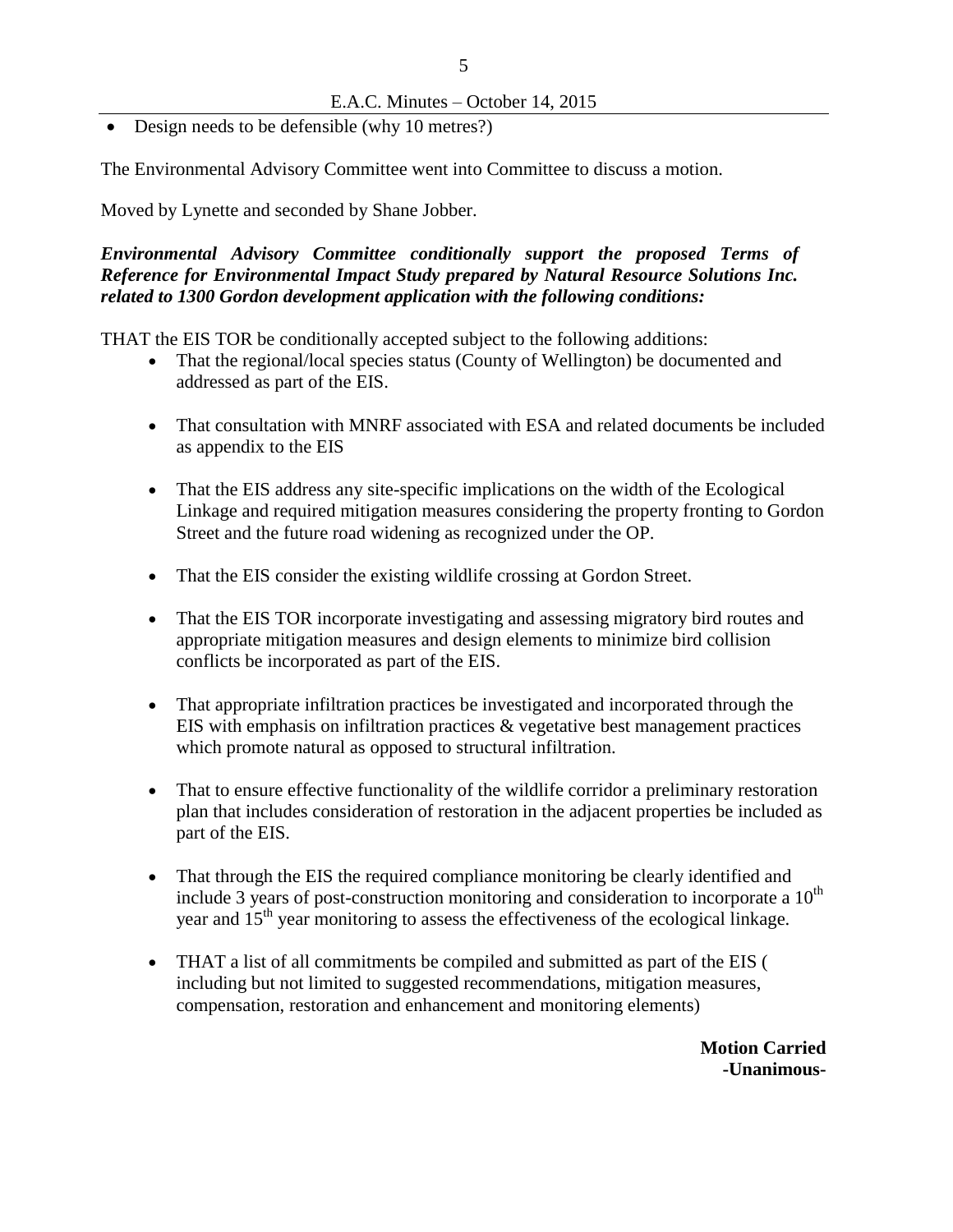- Design needs to be defensible (why 10 metres?)

The Environmental Advisory Committee went into Committee to discuss a motion.

Moved by Lynette and seconded by Shane Jobber.

***Environmental Advisory Committee conditionally support the proposed Terms of Reference for Environmental Impact Study prepared by Natural Resource Solutions Inc. related to 1300 Gordon development application with the following conditions:***

THAT the EIS TOR be conditionally accepted subject to the following additions:

- That the regional/local species status (County of Wellington) be documented and addressed as part of the EIS.
- That consultation with MNRF associated with ESA and related documents be included as appendix to the EIS
- That the EIS address any site-specific implications on the width of the Ecological Linkage and required mitigation measures considering the property fronting to Gordon Street and the future road widening as recognized under the OP.
- That the EIS consider the existing wildlife crossing at Gordon Street.
- That the EIS TOR incorporate investigating and assessing migratory bird routes and appropriate mitigation measures and design elements to minimize bird collision conflicts be incorporated as part of the EIS.
- That appropriate infiltration practices be investigated and incorporated through the EIS with emphasis on infiltration practices & vegetative best management practices which promote natural as opposed to structural infiltration.
- That to ensure effective functionality of the wildlife corridor a preliminary restoration plan that includes consideration of restoration in the adjacent properties be included as part of the EIS.
- That through the EIS the required compliance monitoring be clearly identified and include 3 years of post-construction monitoring and consideration to incorporate a 10th year and 15th year monitoring to assess the effectiveness of the ecological linkage.
- THAT a list of all commitments be compiled and submitted as part of the EIS ( including but not limited to suggested recommendations, mitigation measures, compensation, restoration and enhancement and monitoring elements)

**Motion Carried**
**-Unanimous-**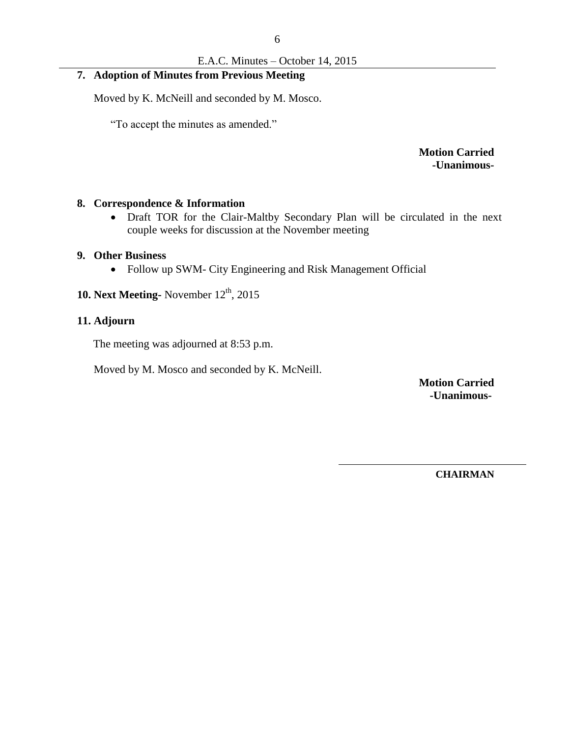## 7. Adoption of Minutes from Previous Meeting

Moved by K. McNeill and seconded by M. Mosco.

"To accept the minutes as amended."

**Motion Carried**
**-Unanimous-**

## 8. Correspondence & Information

- Draft TOR for the Clair-Maltby Secondary Plan will be circulated in the next couple weeks for discussion at the November meeting

## 9. Other Business

- Follow up SWM- City Engineering and Risk Management Official

## 10. Next Meeting- November 12th, 2015

## 11. Adjourn

The meeting was adjourned at 8:53 p.m.

Moved by M. Mosco and seconded by K. McNeill.

**Motion Carried**
**-Unanimous-**

\_\_\_\_\_\_\_\_\_\_\_\_\_\_\_\_\_\_\_\_\_\_\_\_\_\_\_\_\_\_\_\_

**CHAIRMAN**